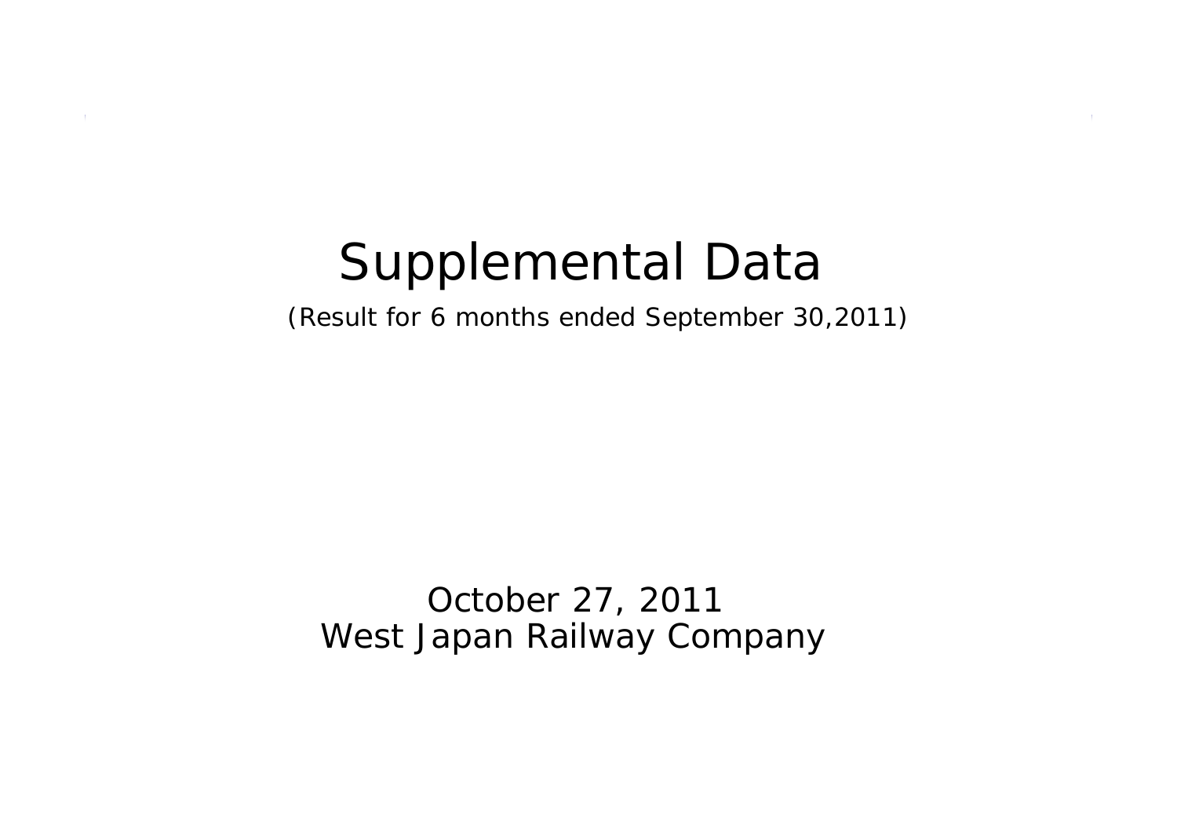# Supplemental Data

(Result for 6 months ended September 30,2011)

October 27, 2011
West Japan Railway Company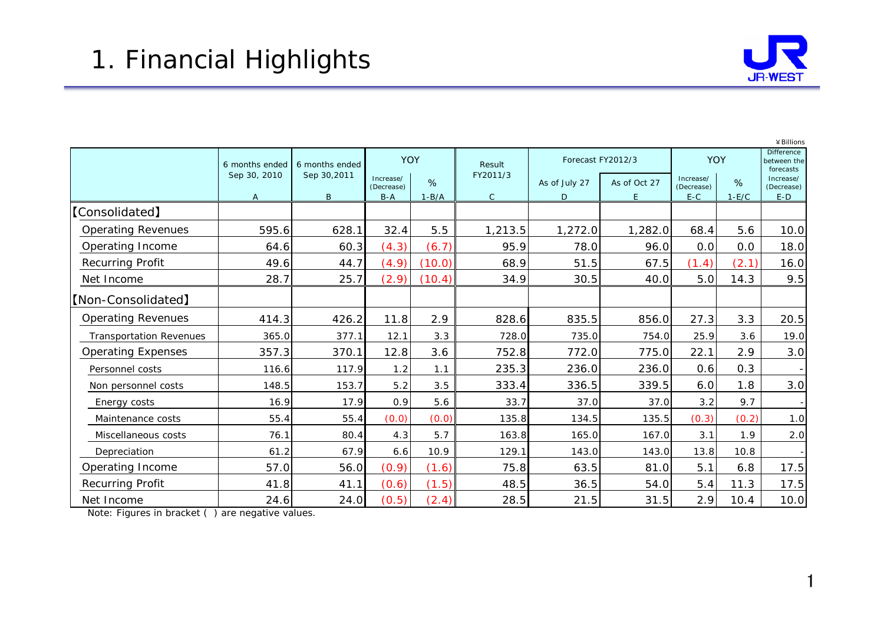# 1. Financial Highlights

¥Billions

| | 6 months ended Sep 30, 2010 | 6 months ended Sep 30,2011 | YOY | | Result FY2011/3 | Forecast FY2012/3 | | YOY | | Difference between the forecasts |
|---|---|---|---|---|---|---|---|---|---|---|
| | | | Increase/ (Decrease) | % | | As of July 27 | As of Oct 27 | Increase/ (Decrease) | % | Increase/ (Decrease) |
| | A | B | B-A | 1-B/A | C | D | E | E-C | 1-E/C | E-D |
| 【Consolidated】 | | | | | | | | | | |
| Operating Revenues | 595.6 | 628.1 | 32.4 | 5.5 | 1,213.5 | 1,272.0 | 1,282.0 | 68.4 | 5.6 | 10.0 |
| Operating Income | 64.6 | 60.3 | (4.3) | (6.7) | 95.9 | 78.0 | 96.0 | 0.0 | 0.0 | 18.0 |
| Recurring Profit | 49.6 | 44.7 | (4.9) | (10.0) | 68.9 | 51.5 | 67.5 | (1.4) | (2.1) | 16.0 |
| Net Income | 28.7 | 25.7 | (2.9) | (10.4) | 34.9 | 30.5 | 40.0 | 5.0 | 14.3 | 9.5 |
| 【Non-Consolidated】 | | | | | | | | | | |
| Operating Revenues | 414.3 | 426.2 | 11.8 | 2.9 | 828.6 | 835.5 | 856.0 | 27.3 | 3.3 | 20.5 |
| Transportation Revenues | 365.0 | 377.1 | 12.1 | 3.3 | 728.0 | 735.0 | 754.0 | 25.9 | 3.6 | 19.0 |
| Operating Expenses | 357.3 | 370.1 | 12.8 | 3.6 | 752.8 | 772.0 | 775.0 | 22.1 | 2.9 | 3.0 |
| Personnel costs | 116.6 | 117.9 | 1.2 | 1.1 | 235.3 | 236.0 | 236.0 | 0.6 | 0.3 | - |
| Non personnel costs | 148.5 | 153.7 | 5.2 | 3.5 | 333.4 | 336.5 | 339.5 | 6.0 | 1.8 | 3.0 |
| Energy costs | 16.9 | 17.9 | 0.9 | 5.6 | 33.7 | 37.0 | 37.0 | 3.2 | 9.7 | - |
| Maintenance costs | 55.4 | 55.4 | (0.0) | (0.0) | 135.8 | 134.5 | 135.5 | (0.3) | (0.2) | 1.0 |
| Miscellaneous costs | 76.1 | 80.4 | 4.3 | 5.7 | 163.8 | 165.0 | 167.0 | 3.1 | 1.9 | 2.0 |
| Depreciation | 61.2 | 67.9 | 6.6 | 10.9 | 129.1 | 143.0 | 143.0 | 13.8 | 10.8 | - |
| Operating Income | 57.0 | 56.0 | (0.9) | (1.6) | 75.8 | 63.5 | 81.0 | 5.1 | 6.8 | 17.5 |
| Recurring Profit | 41.8 | 41.1 | (0.6) | (1.5) | 48.5 | 36.5 | 54.0 | 5.4 | 11.3 | 17.5 |
| Net Income | 24.6 | 24.0 | (0.5) | (2.4) | 28.5 | 21.5 | 31.5 | 2.9 | 10.4 | 10.0 |

Note: Figures in bracket ( ) are negative values.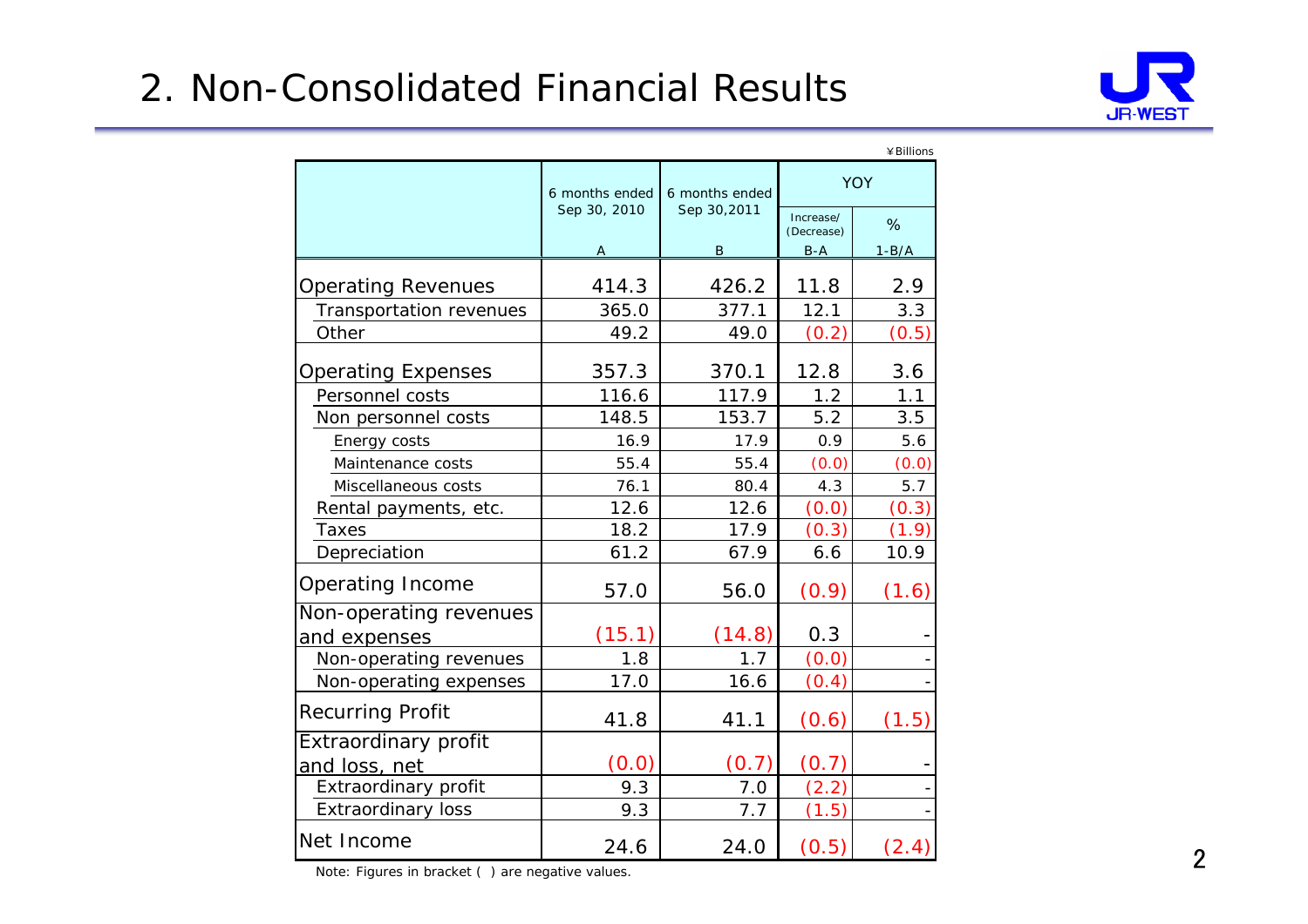# 2. Non-Consolidated Financial Results

¥Billions

| | 6 months ended Sep 30, 2010 | 6 months ended Sep 30,2011 | YOY | |
|---|---|---|---|---|
| | | | Increase/ (Decrease) | % |
| | A | B | B-A | 1-B/A |
| Operating Revenues | 414.3 | 426.2 | 11.8 | 2.9 |
| Transportation revenues | 365.0 | 377.1 | 12.1 | 3.3 |
| Other | 49.2 | 49.0 | (0.2) | (0.5) |
| Operating Expenses | 357.3 | 370.1 | 12.8 | 3.6 |
| Personnel costs | 116.6 | 117.9 | 1.2 | 1.1 |
| Non personnel costs | 148.5 | 153.7 | 5.2 | 3.5 |
| Energy costs | 16.9 | 17.9 | 0.9 | 5.6 |
| Maintenance costs | 55.4 | 55.4 | (0.0) | (0.0) |
| Miscellaneous costs | 76.1 | 80.4 | 4.3 | 5.7 |
| Rental payments, etc. | 12.6 | 12.6 | (0.0) | (0.3) |
| Taxes | 18.2 | 17.9 | (0.3) | (1.9) |
| Depreciation | 61.2 | 67.9 | 6.6 | 10.9 |
| Operating Income | 57.0 | 56.0 | (0.9) | (1.6) |
| Non-operating revenues and expenses | (15.1) | (14.8) | 0.3 | - |
| Non-operating revenues | 1.8 | 1.7 | (0.0) | - |
| Non-operating expenses | 17.0 | 16.6 | (0.4) | - |
| Recurring Profit | 41.8 | 41.1 | (0.6) | (1.5) |
| Extraordinary profit and loss, net | (0.0) | (0.7) | (0.7) | - |
| Extraordinary profit | 9.3 | 7.0 | (2.2) | - |
| Extraordinary loss | 9.3 | 7.7 | (1.5) | - |
| Net Income | 24.6 | 24.0 | (0.5) | (2.4) |

Note: Figures in bracket ( ) are negative values.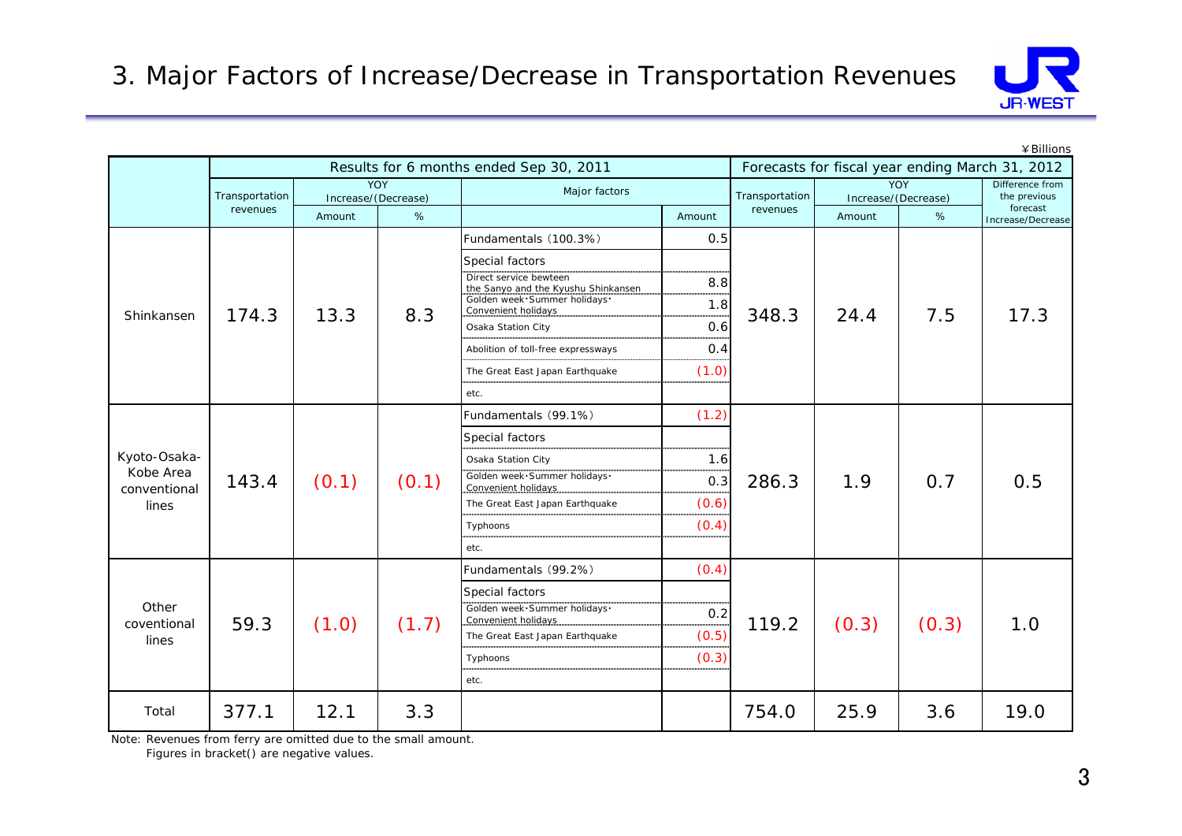# 3. Major Factors of Increase/Decrease in Transportation Revenues

¥Billions

| | Results for 6 months ended Sep 30, 2011 | | | | | Forecasts for fiscal year ending March 31, 2012 | | | |
|---|---|---|---|---|---|---|---|---|---|
| | Transportation revenues | YOY Increase/(Decrease) | | Major factors | | Transportation revenues | YOY Increase/(Decrease) | | Difference from the previous forecast Increase/Decrease |
| | | Amount | % | | Amount | | Amount | % | |
| Shinkansen | 174.3 | 13.3 | 8.3 | Fundamentals (100.3%) | 0.5 | 348.3 | 24.4 | 7.5 | 17.3 |
| | | | | Special factors | | | | | |
| | | | | Direct service bewteen the Sanyo and the Kyushu Shinkansen | 8.8 | | | | |
| | | | | Golden week･Summer holidays･Convenient holidays | 1.8 | | | | |
| | | | | Osaka Station City | 0.6 | | | | |
| | | | | Abolition of toll-free expressways | 0.4 | | | | |
| | | | | The Great East Japan Earthquake | (1.0) | | | | |
| | | | | etc. | | | | | |
| Kyoto-Osaka-Kobe Area conventional lines | 143.4 | (0.1) | (0.1) | Fundamentals (99.1%) | (1.2) | 286.3 | 1.9 | 0.7 | 0.5 |
| | | | | Special factors | | | | | |
| | | | | Osaka Station City | 1.6 | | | | |
| | | | | Golden week･Summer holidays･Convenient holidays | 0.3 | | | | |
| | | | | The Great East Japan Earthquake | (0.6) | | | | |
| | | | | Typhoons | (0.4) | | | | |
| | | | | etc. | | | | | |
| Other coventional lines | 59.3 | (1.0) | (1.7) | Fundamentals (99.2%) | (0.4) | 119.2 | (0.3) | (0.3) | 1.0 |
| | | | | Special factors | | | | | |
| | | | | Golden week･Summer holidays･Convenient holidays | 0.2 | | | | |
| | | | | The Great East Japan Earthquake | (0.5) | | | | |
| | | | | Typhoons | (0.3) | | | | |
| | | | | etc. | | | | | |
| Total | 377.1 | 12.1 | 3.3 | | | 754.0 | 25.9 | 3.6 | 19.0 |

Note: Revenues from ferry are omitted due to the small amount.
Figures in bracket() are negative values.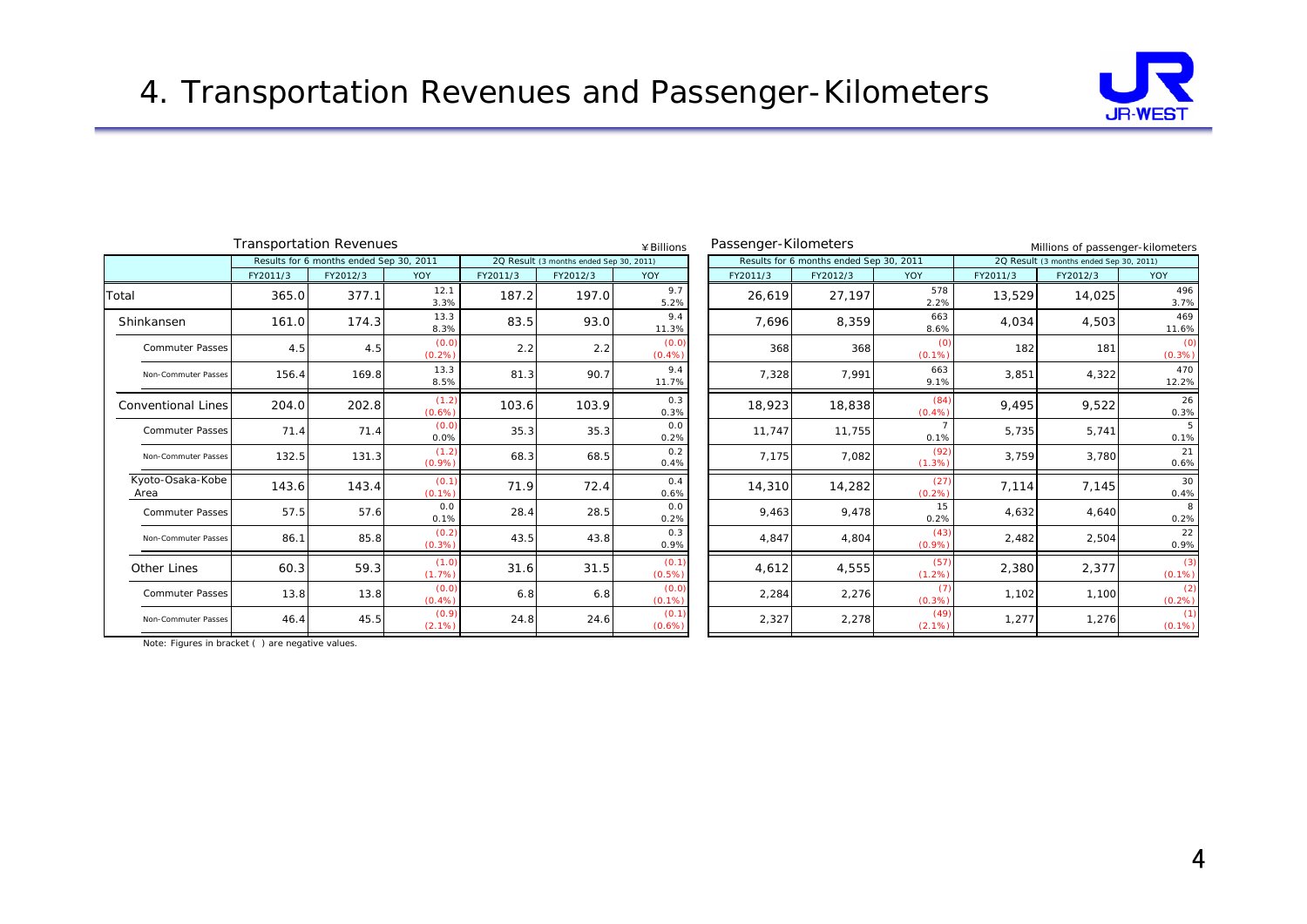# 4. Transportation Revenues and Passenger-Kilometers

**Transportation Revenues** (¥Billions)

| | Results for 6 months ended Sep 30, 2011 | | | 2Q Result (3 months ended Sep 30, 2011) | | |
|---|---|---|---|---|---|---|
| | FY2011/3 | FY2012/3 | YOY | FY2011/3 | FY2012/3 | YOY |
| Total | 365.0 | 377.1 | 12.1<br>3.3% | 187.2 | 197.0 | 9.7<br>5.2% |
| Shinkansen | 161.0 | 174.3 | 13.3<br>8.3% | 83.5 | 93.0 | 9.4<br>11.3% |
| Commuter Passes | 4.5 | 4.5 | (0.0)<br>(0.2%) | 2.2 | 2.2 | (0.0)<br>(0.4%) |
| Non-Commuter Passes | 156.4 | 169.8 | 13.3<br>8.5% | 81.3 | 90.7 | 9.4<br>11.7% |
| Conventional Lines | 204.0 | 202.8 | (1.2)<br>(0.6%) | 103.6 | 103.9 | 0.3<br>0.3% |
| Commuter Passes | 71.4 | 71.4 | (0.0)<br>0.0% | 35.3 | 35.3 | 0.0<br>0.2% |
| Non-Commuter Passes | 132.5 | 131.3 | (1.2)<br>(0.9%) | 68.3 | 68.5 | 0.2<br>0.4% |
| Kyoto-Osaka-Kobe Area | 143.6 | 143.4 | (0.1)<br>(0.1%) | 71.9 | 72.4 | 0.4<br>0.6% |
| Commuter Passes | 57.5 | 57.6 | 0.0<br>0.1% | 28.4 | 28.5 | 0.0<br>0.2% |
| Non-Commuter Passes | 86.1 | 85.8 | (0.2)<br>(0.3%) | 43.5 | 43.8 | 0.3<br>0.9% |
| Other Lines | 60.3 | 59.3 | (1.0)<br>(1.7%) | 31.6 | 31.5 | (0.1)<br>(0.5%) |
| Commuter Passes | 13.8 | 13.8 | (0.0)<br>(0.4%) | 6.8 | 6.8 | (0.0)<br>(0.1%) |
| Non-Commuter Passes | 46.4 | 45.5 | (0.9)<br>(2.1%) | 24.8 | 24.6 | (0.1)<br>(0.6%) |

**Passenger-Kilometers** (Millions of passenger-kilometers)

| | Results for 6 months ended Sep 30, 2011 | | | 2Q Result (3 months ended Sep 30, 2011) | | |
|---|---|---|---|---|---|---|
| | FY2011/3 | FY2012/3 | YOY | FY2011/3 | FY2012/3 | YOY |
| Total | 26,619 | 27,197 | 578<br>2.2% | 13,529 | 14,025 | 496<br>3.7% |
| Shinkansen | 7,696 | 8,359 | 663<br>8.6% | 4,034 | 4,503 | 469<br>11.6% |
| Commuter Passes | 368 | 368 | (0)<br>(0.1%) | 182 | 181 | (0)<br>(0.3%) |
| Non-Commuter Passes | 7,328 | 7,991 | 663<br>9.1% | 3,851 | 4,322 | 470<br>12.2% |
| Conventional Lines | 18,923 | 18,838 | (84)<br>(0.4%) | 9,495 | 9,522 | 26<br>0.3% |
| Commuter Passes | 11,747 | 11,755 | 7<br>0.1% | 5,735 | 5,741 | 5<br>0.1% |
| Non-Commuter Passes | 7,175 | 7,082 | (92)<br>(1.3%) | 3,759 | 3,780 | 21<br>0.6% |
| Kyoto-Osaka-Kobe Area | 14,310 | 14,282 | (27)<br>(0.2%) | 7,114 | 7,145 | 30<br>0.4% |
| Commuter Passes | 9,463 | 9,478 | 15<br>0.2% | 4,632 | 4,640 | 8<br>0.2% |
| Non-Commuter Passes | 4,847 | 4,804 | (43)<br>(0.9%) | 2,482 | 2,504 | 22<br>0.9% |
| Other Lines | 4,612 | 4,555 | (57)<br>(1.2%) | 2,380 | 2,377 | (3)<br>(0.1%) |
| Commuter Passes | 2,284 | 2,276 | (7)<br>(0.3%) | 1,102 | 1,100 | (2)<br>(0.2%) |
| Non-Commuter Passes | 2,327 | 2,278 | (49)<br>(2.1%) | 1,277 | 1,276 | (1)<br>(0.1%) |

Note: Figures in bracket ( ) are negative values.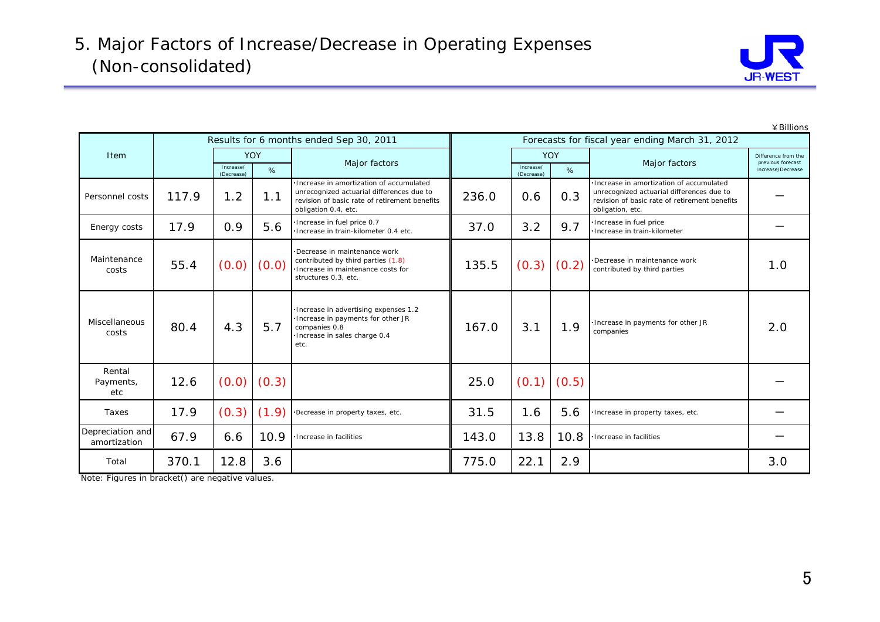# 5. Major Factors of Increase/Decrease in Operating Expenses (Non-consolidated)

¥Billions

| Item | Results for 6 months ended Sep 30, 2011 | | | | Forecasts for fiscal year ending March 31, 2012 | | | | |
|---|---|---|---|---|---|---|---|---|---|
| | | YOY | | Major factors | | YOY | | Major factors | Difference from the previous forecast Increase/Decrease |
| | | Increase/ (Decrease) | % | | | Increase/ (Decrease) | % | | |
| Personnel costs | 117.9 | 1.2 | 1.1 | ･Increase in amortization of accumulated unrecognized actuarial differences due to revision of basic rate of retirement benefits obligation 0.4, etc. | 236.0 | 0.6 | 0.3 | ･Increase in amortization of accumulated unrecognized actuarial differences due to revision of basic rate of retirement benefits obligation, etc. | ― |
| Energy costs | 17.9 | 0.9 | 5.6 | ･Increase in fuel price 0.7<br>･Increase in train-kilometer 0.4 etc. | 37.0 | 3.2 | 9.7 | ･Increase in fuel price<br>･Increase in train-kilometer | ― |
| Maintenance costs | 55.4 | (0.0) | (0.0) | ･Decrease in maintenance work contributed by third parties (1.8)<br>･Increase in maintenance costs for structures 0.3, etc. | 135.5 | (0.3) | (0.2) | ･Decrease in maintenance work contributed by third parties | 1.0 |
| Miscellaneous costs | 80.4 | 4.3 | 5.7 | ･Increase in advertising expenses 1.2<br>･Increase in payments for other JR companies 0.8<br>･Increase in sales charge 0.4<br>etc. | 167.0 | 3.1 | 1.9 | ･Increase in payments for other JR companies | 2.0 |
| Rental Payments, etc | 12.6 | (0.0) | (0.3) | | 25.0 | (0.1) | (0.5) | | ― |
| Taxes | 17.9 | (0.3) | (1.9) | ･Decrease in property taxes, etc. | 31.5 | 1.6 | 5.6 | ･Increase in property taxes, etc. | ― |
| Depreciation and amortization | 67.9 | 6.6 | 10.9 | ･Increase in facilities | 143.0 | 13.8 | 10.8 | ･Increase in facilities | ― |
| Total | 370.1 | 12.8 | 3.6 | | 775.0 | 22.1 | 2.9 | | 3.0 |

Note: Figures in bracket() are negative values.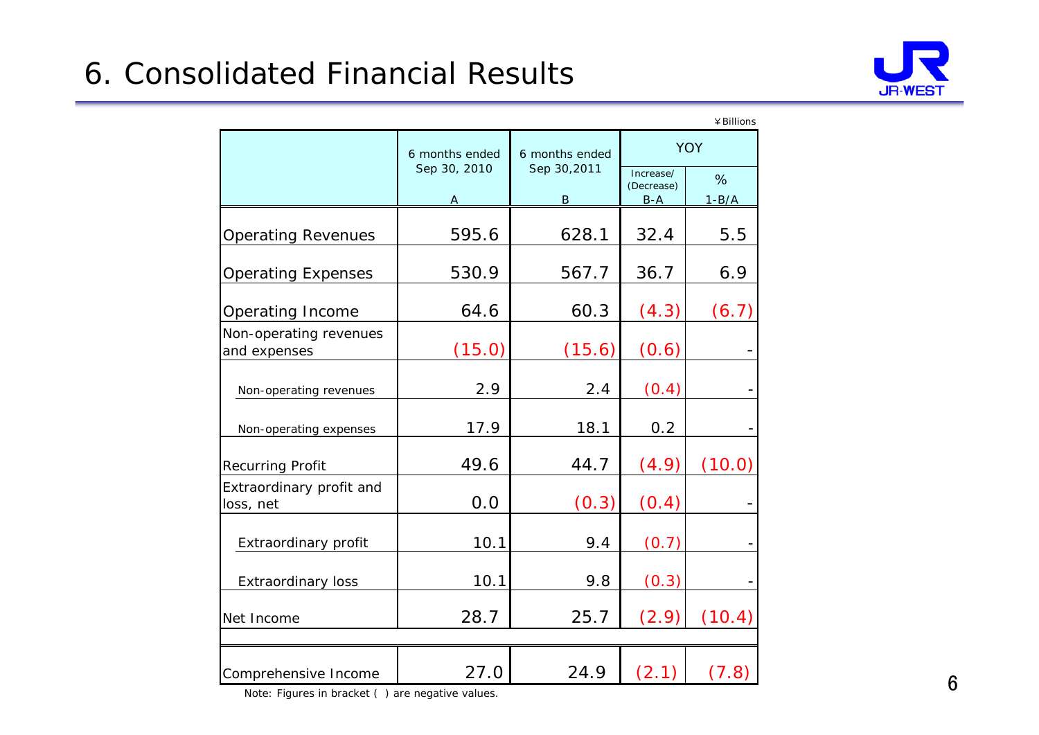# 6. Consolidated Financial Results

¥Billions

| | 6 months ended Sep 30, 2010 | 6 months ended Sep 30,2011 | YOY | |
|---|---|---|---|---|
| | | | Increase/ (Decrease) | % |
| | A | B | B-A | 1-B/A |
| Operating Revenues | 595.6 | 628.1 | 32.4 | 5.5 |
| Operating Expenses | 530.9 | 567.7 | 36.7 | 6.9 |
| Operating Income | 64.6 | 60.3 | (4.3) | (6.7) |
| Non-operating revenues and expenses | (15.0) | (15.6) | (0.6) | - |
| Non-operating revenues | 2.9 | 2.4 | (0.4) | - |
| Non-operating expenses | 17.9 | 18.1 | 0.2 | - |
| Recurring Profit | 49.6 | 44.7 | (4.9) | (10.0) |
| Extraordinary profit and loss, net | 0.0 | (0.3) | (0.4) | - |
| Extraordinary profit | 10.1 | 9.4 | (0.7) | - |
| Extraordinary loss | 10.1 | 9.8 | (0.3) | - |
| Net Income | 28.7 | 25.7 | (2.9) | (10.4) |
| Comprehensive Income | 27.0 | 24.9 | (2.1) | (7.8) |

Note: Figures in bracket ( ) are negative values.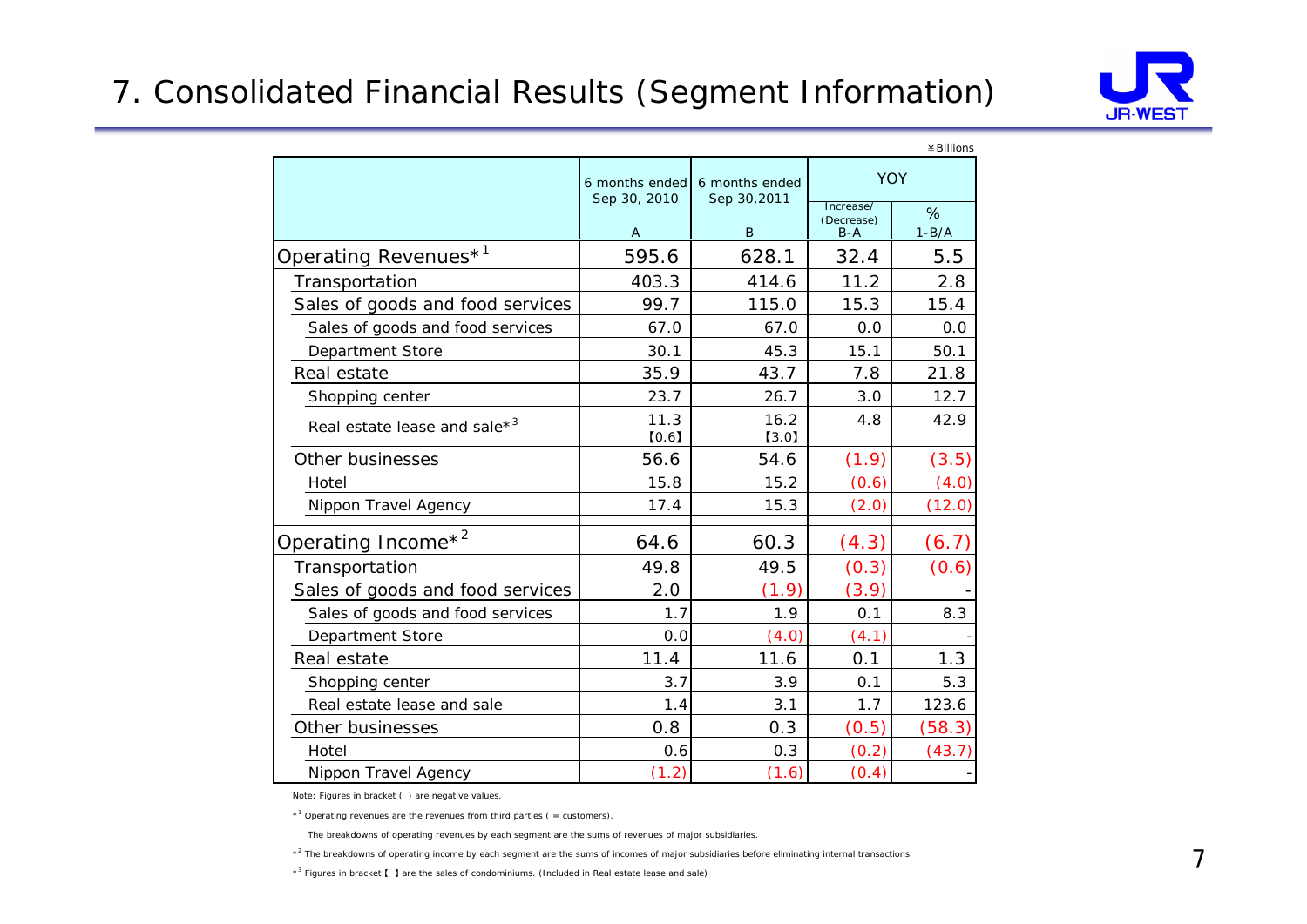# 7. Consolidated Financial Results (Segment Information)

¥Billions

| | 6 months ended Sep 30, 2010 | 6 months ended Sep 30,2011 | YOY | |
|---|---|---|---|---|
| | A | B | Increase/ (Decrease) B-A | % 1-B/A |
| Operating Revenues*[1] | 595.6 | 628.1 | 32.4 | 5.5 |
| Transportation | 403.3 | 414.6 | 11.2 | 2.8 |
| Sales of goods and food services | 99.7 | 115.0 | 15.3 | 15.4 |
| Sales of goods and food services | 67.0 | 67.0 | 0.0 | 0.0 |
| Department Store | 30.1 | 45.3 | 15.1 | 50.1 |
| Real estate | 35.9 | 43.7 | 7.8 | 21.8 |
| Shopping center | 23.7 | 26.7 | 3.0 | 12.7 |
| Real estate lease and sale*[3] | 11.3 【0.6】 | 16.2 【3.0】 | 4.8 | 42.9 |
| Other businesses | 56.6 | 54.6 | (1.9) | (3.5) |
| Hotel | 15.8 | 15.2 | (0.6) | (4.0) |
| Nippon Travel Agency | 17.4 | 15.3 | (2.0) | (12.0) |
| Operating Income*[2] | 64.6 | 60.3 | (4.3) | (6.7) |
| Transportation | 49.8 | 49.5 | (0.3) | (0.6) |
| Sales of goods and food services | 2.0 | (1.9) | (3.9) | - |
| Sales of goods and food services | 1.7 | 1.9 | 0.1 | 8.3 |
| Department Store | 0.0 | (4.0) | (4.1) | - |
| Real estate | 11.4 | 11.6 | 0.1 | 1.3 |
| Shopping center | 3.7 | 3.9 | 0.1 | 5.3 |
| Real estate lease and sale | 1.4 | 3.1 | 1.7 | 123.6 |
| Other businesses | 0.8 | 0.3 | (0.5) | (58.3) |
| Hotel | 0.6 | 0.3 | (0.2) | (43.7) |
| Nippon Travel Agency | (1.2) | (1.6) | (0.4) | - |

Note: Figures in bracket ( ) are negative values.

*[1] Operating revenues are the revenues from third parties ( = customers).

The breakdowns of operating revenues by each segment are the sums of revenues of major subsidiaries.

*[2] The breakdowns of operating income by each segment are the sums of incomes of major subsidiaries before eliminating internal transactions.

*[3] Figures in bracket 【 】 are the sales of condominiums. (Included in Real estate lease and sale)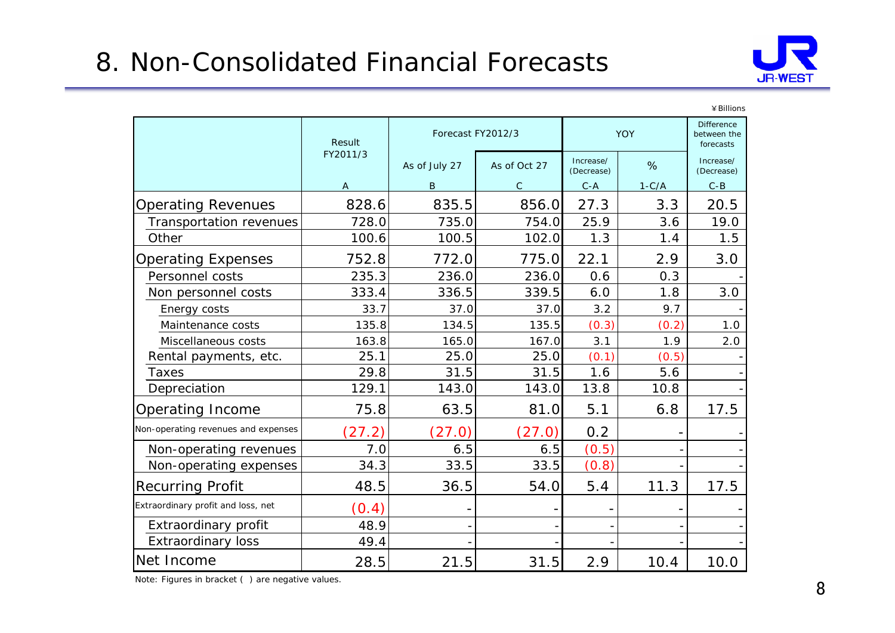# 8. Non-Consolidated Financial Forecasts

¥Billions

| | Result FY2011/3 | Forecast FY2012/3 | | YOY | | Difference between the forecasts |
|---|---|---|---|---|---|---|
| | | As of July 27 | As of Oct 27 | Increase/ (Decrease) | % | Increase/ (Decrease) |
| | A | B | C | C-A | 1-C/A | C-B |
| Operating Revenues | 828.6 | 835.5 | 856.0 | 27.3 | 3.3 | 20.5 |
| Transportation revenues | 728.0 | 735.0 | 754.0 | 25.9 | 3.6 | 19.0 |
| Other | 100.6 | 100.5 | 102.0 | 1.3 | 1.4 | 1.5 |
| Operating Expenses | 752.8 | 772.0 | 775.0 | 22.1 | 2.9 | 3.0 |
| Personnel costs | 235.3 | 236.0 | 236.0 | 0.6 | 0.3 | - |
| Non personnel costs | 333.4 | 336.5 | 339.5 | 6.0 | 1.8 | 3.0 |
| Energy costs | 33.7 | 37.0 | 37.0 | 3.2 | 9.7 | - |
| Maintenance costs | 135.8 | 134.5 | 135.5 | (0.3) | (0.2) | 1.0 |
| Miscellaneous costs | 163.8 | 165.0 | 167.0 | 3.1 | 1.9 | 2.0 |
| Rental payments, etc. | 25.1 | 25.0 | 25.0 | (0.1) | (0.5) | - |
| Taxes | 29.8 | 31.5 | 31.5 | 1.6 | 5.6 | - |
| Depreciation | 129.1 | 143.0 | 143.0 | 13.8 | 10.8 | - |
| Operating Income | 75.8 | 63.5 | 81.0 | 5.1 | 6.8 | 17.5 |
| Non-operating revenues and expenses | (27.2) | (27.0) | (27.0) | 0.2 | - | - |
| Non-operating revenues | 7.0 | 6.5 | 6.5 | (0.5) | - | - |
| Non-operating expenses | 34.3 | 33.5 | 33.5 | (0.8) | - | - |
| Recurring Profit | 48.5 | 36.5 | 54.0 | 5.4 | 11.3 | 17.5 |
| Extraordinary profit and loss, net | (0.4) | - | - | - | - | - |
| Extraordinary profit | 48.9 | - | - | - | - | - |
| Extraordinary loss | 49.4 | - | - | - | - | - |
| Net Income | 28.5 | 21.5 | 31.5 | 2.9 | 10.4 | 10.0 |

Note: Figures in bracket ( ) are negative values.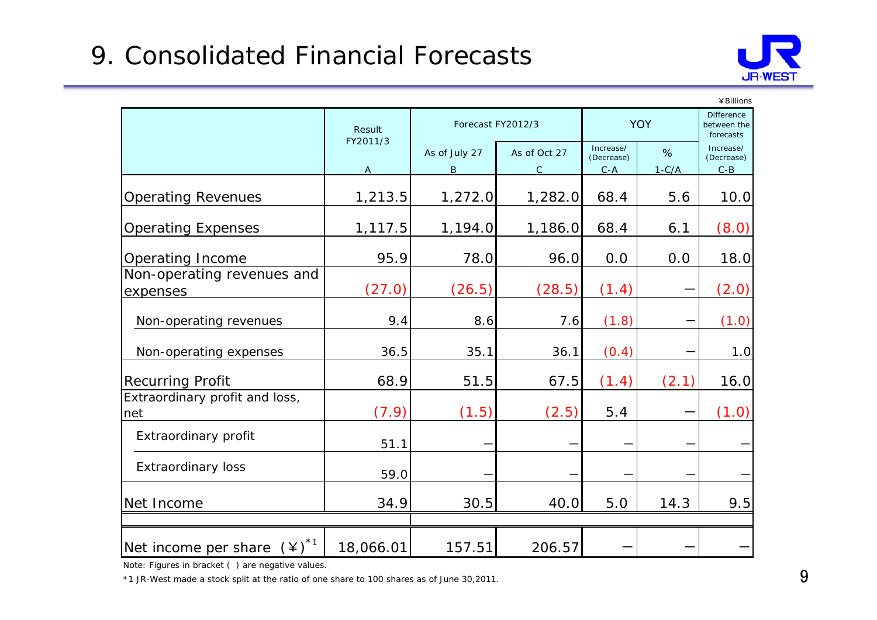# 9. Consolidated Financial Forecasts

¥Billions

| | Result FY2011/3 | Forecast FY2012/3 | | YOY | | Difference between the forecasts |
|---|---|---|---|---|---|---|
| | | As of July 27 | As of Oct 27 | Increase/ (Decrease) | % | Increase/ (Decrease) |
| | A | B | C | C-A | 1-C/A | C-B |
| Operating Revenues | 1,213.5 | 1,272.0 | 1,282.0 | 68.4 | 5.6 | 10.0 |
| Operating Expenses | 1,117.5 | 1,194.0 | 1,186.0 | 68.4 | 6.1 | (8.0) |
| Operating Income | 95.9 | 78.0 | 96.0 | 0.0 | 0.0 | 18.0 |
| Non-operating revenues and expenses | (27.0) | (26.5) | (28.5) | (1.4) | — | (2.0) |
| Non-operating revenues | 9.4 | 8.6 | 7.6 | (1.8) | — | (1.0) |
| Non-operating expenses | 36.5 | 35.1 | 36.1 | (0.4) | — | 1.0 |
| Recurring Profit | 68.9 | 51.5 | 67.5 | (1.4) | (2.1) | 16.0 |
| Extraordinary profit and loss, net | (7.9) | (1.5) | (2.5) | 5.4 | — | (1.0) |
| Extraordinary profit | 51.1 | — | — | — | — | — |
| Extraordinary loss | 59.0 | — | — | — | — | — |
| Net Income | 34.9 | 30.5 | 40.0 | 5.0 | 14.3 | 9.5 |
| Net income per share (¥)[*1] | 18,066.01 | 157.51 | 206.57 | — | — | — |

Note: Figures in bracket ( ) are negative values.

*1 JR-West made a stock split at the ratio of one share to 100 shares as of June 30,2011.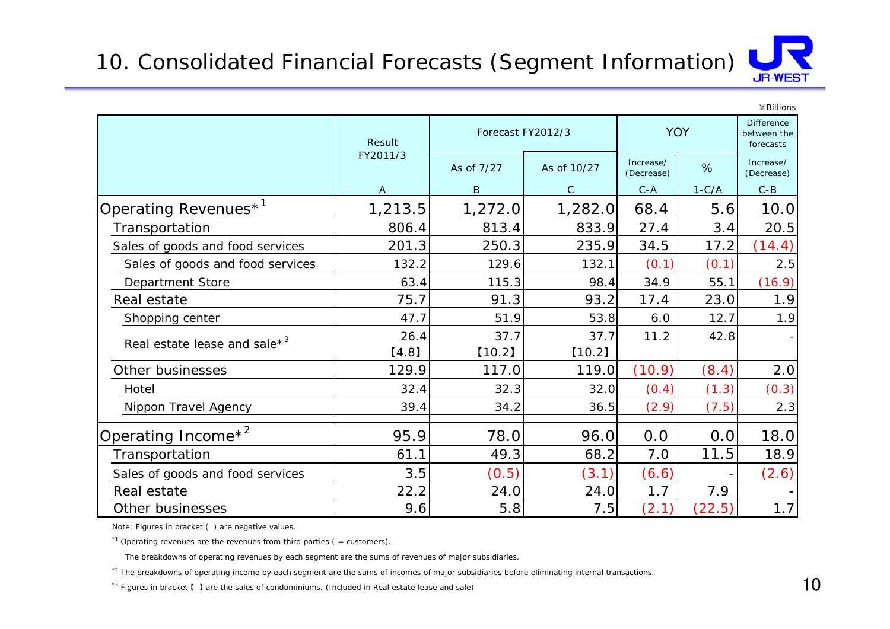# 10. Consolidated Financial Forecasts (Segment Information)

¥Billions

| | Result FY2011/3 | Forecast FY2012/3 | | YOY | | Difference between the forecasts |
|---|---|---|---|---|---|---|
| | | As of 7/27 | As of 10/27 | Increase/ (Decrease) | % | Increase/ (Decrease) |
| | A | B | C | C-A | 1-C/A | C-B |
| Operating Revenues*[1] | 1,213.5 | 1,272.0 | 1,282.0 | 68.4 | 5.6 | 10.0 |
| Transportation | 806.4 | 813.4 | 833.9 | 27.4 | 3.4 | 20.5 |
| Sales of goods and food services | 201.3 | 250.3 | 235.9 | 34.5 | 17.2 | (14.4) |
| Sales of goods and food services | 132.2 | 129.6 | 132.1 | (0.1) | (0.1) | 2.5 |
| Department Store | 63.4 | 115.3 | 98.4 | 34.9 | 55.1 | (16.9) |
| Real estate | 75.7 | 91.3 | 93.2 | 17.4 | 23.0 | 1.9 |
| Shopping center | 47.7 | 51.9 | 53.8 | 6.0 | 12.7 | 1.9 |
| Real estate lease and sale*[3] | 26.4 【4.8】 | 37.7 【10.2】 | 37.7 【10.2】 | 11.2 | 42.8 | - |
| Other businesses | 129.9 | 117.0 | 119.0 | (10.9) | (8.4) | 2.0 |
| Hotel | 32.4 | 32.3 | 32.0 | (0.4) | (1.3) | (0.3) |
| Nippon Travel Agency | 39.4 | 34.2 | 36.5 | (2.9) | (7.5) | 2.3 |
| Operating Income*[2] | 95.9 | 78.0 | 96.0 | 0.0 | 0.0 | 18.0 |
| Transportation | 61.1 | 49.3 | 68.2 | 7.0 | 11.5 | 18.9 |
| Sales of goods and food services | 3.5 | (0.5) | (3.1) | (6.6) | - | (2.6) |
| Real estate | 22.2 | 24.0 | 24.0 | 1.7 | 7.9 | - |
| Other businesses | 9.6 | 5.8 | 7.5 | (2.1) | (22.5) | 1.7 |

Note: Figures in bracket ( ) are negative values.

*1 Operating revenues are the revenues from third parties ( = customers).

The breakdowns of operating revenues by each segment are the sums of revenues of major subsidiaries.

*2 The breakdowns of operating income by each segment are the sums of incomes of major subsidiaries before eliminating internal transactions.

*3 Figures in bracket 【 】 are the sales of condominiums. (Included in Real estate lease and sale)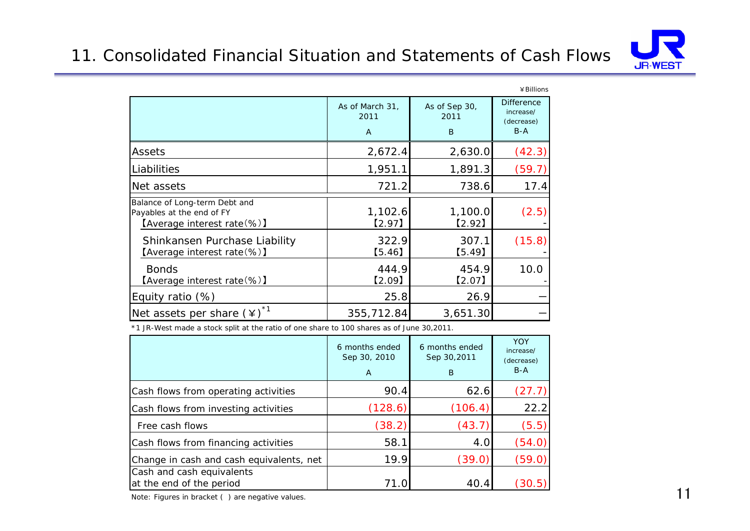# 11. Consolidated Financial Situation and Statements of Cash Flows

¥Billions

| | As of March 31, 2011<br>A | As of Sep 30, 2011<br>B | Difference increase/ (decrease)<br>B-A |
|---|---|---|---|
| Assets | 2,672.4 | 2,630.0 | (42.3) |
| Liabilities | 1,951.1 | 1,891.3 | (59.7) |
| Net assets | 721.2 | 738.6 | 17.4 |
| Balance of Long-term Debt and Payables at the end of FY<br>【Average interest rate(%)】 | 1,102.6<br>【2.97】 | 1,100.0<br>【2.92】 | (2.5)<br>- |
| Shinkansen Purchase Liability<br>【Average interest rate(%)】 | 322.9<br>【5.46】 | 307.1<br>【5.49】 | (15.8)<br>- |
| Bonds<br>【Average interest rate(%)】 | 444.9<br>【2.09】 | 454.9<br>【2.07】 | 10.0<br>- |
| Equity ratio (%) | 25.8 | 26.9 | — |
| Net assets per share (¥)[*1] | 355,712.84 | 3,651.30 | — |

*1 JR-West made a stock split at the ratio of one share to 100 shares as of June 30,2011.

| | 6 months ended Sep 30, 2010<br>A | 6 months ended Sep 30,2011<br>B | YOY increase/ (decrease)<br>B-A |
|---|---|---|---|
| Cash flows from operating activities | 90.4 | 62.6 | (27.7) |
| Cash flows from investing activities | (128.6) | (106.4) | 22.2 |
| Free cash flows | (38.2) | (43.7) | (5.5) |
| Cash flows from financing activities | 58.1 | 4.0 | (54.0) |
| Change in cash and cash equivalents, net | 19.9 | (39.0) | (59.0) |
| Cash and cash equivalents at the end of the period | 71.0 | 40.4 | (30.5) |

Note: Figures in bracket ( ) are negative values.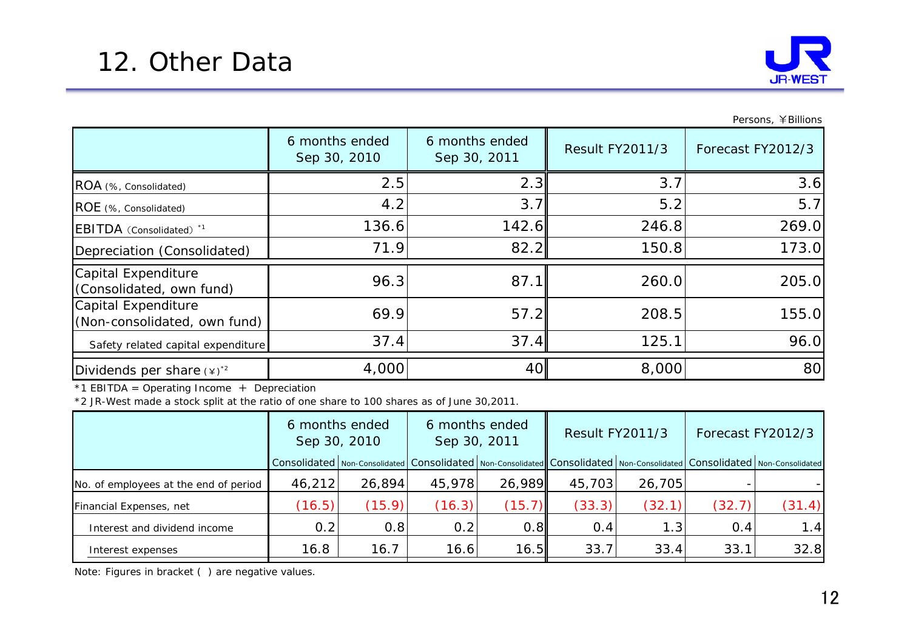# 12. Other Data

Persons, ¥Billions

| | 6 months ended Sep 30, 2010 | 6 months ended Sep 30, 2011 | Result FY2011/3 | Forecast FY2012/3 |
|---|---|---|---|---|
| ROA (%, Consolidated) | 2.5 | 2.3 | 3.7 | 3.6 |
| ROE (%, Consolidated) | 4.2 | 3.7 | 5.2 | 5.7 |
| EBITDA (Consolidated) *1 | 136.6 | 142.6 | 246.8 | 269.0 |
| Depreciation (Consolidated) | 71.9 | 82.2 | 150.8 | 173.0 |
| Capital Expenditure (Consolidated, own fund) | 96.3 | 87.1 | 260.0 | 205.0 |
| Capital Expenditure (Non-consolidated, own fund) | 69.9 | 57.2 | 208.5 | 155.0 |
| Safety related capital expenditure | 37.4 | 37.4 | 125.1 | 96.0 |
| Dividends per share (¥) *2 | 4,000 | 40 | 8,000 | 80 |

*1 EBITDA = Operating Income ＋ Depreciation

*2 JR-West made a stock split at the ratio of one share to 100 shares as of June 30,2011.

| | 6 months ended Sep 30, 2010 | | 6 months ended Sep 30, 2011 | | Result FY2011/3 | | Forecast FY2012/3 | |
|---|---|---|---|---|---|---|---|---|
| | Consolidated | Non-Consolidated | Consolidated | Non-Consolidated | Consolidated | Non-Consolidated | Consolidated | Non-Consolidated |
| No. of employees at the end of period | 46,212 | 26,894 | 45,978 | 26,989 | 45,703 | 26,705 | - | - |
| Financial Expenses, net | (16.5) | (15.9) | (16.3) | (15.7) | (33.3) | (32.1) | (32.7) | (31.4) |
| Interest and dividend income | 0.2 | 0.8 | 0.2 | 0.8 | 0.4 | 1.3 | 0.4 | 1.4 |
| Interest expenses | 16.8 | 16.7 | 16.6 | 16.5 | 33.7 | 33.4 | 33.1 | 32.8 |

Note: Figures in bracket ( ) are negative values.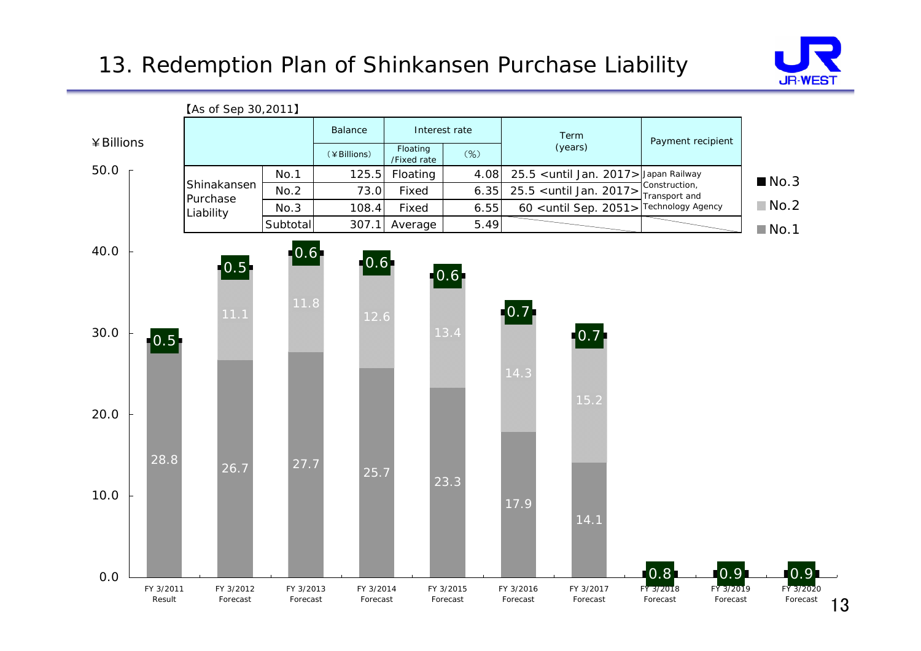# 13. Redemption Plan of Shinkansen Purchase Liability

【As of Sep 30,2011】

| | | Balance (¥Billions) | Interest rate Floating /Fixed rate | Interest rate (%) | Term (years) | Payment recipient |
|---|---|---|---|---|---|---|
| Shinakansen Purchase Liability | No.1 | 125.5 | Floating | 4.08 | 25.5 <until Jan. 2017> | Japan Railway Construction, Transport and Technology Agency |
| | No.2 | 73.0 | Fixed | 6.35 | 25.5 <until Jan. 2017> | |
| | No.3 | 108.4 | Fixed | 6.55 | 60 <until Sep. 2051> | |
| | Subtotal | 307.1 | Average | 5.49 | | |

¥Billions

| | No.1 | No.2 | No.3 |
|---|---|---|---|
| FY 3/2011 Result | 28.8 | | 0.5 |
| FY 3/2012 Forecast | 26.7 | 11.1 | 0.5 |
| FY 3/2013 Forecast | 27.7 | 11.8 | 0.6 |
| FY 3/2014 Forecast | 25.7 | 12.6 | 0.6 |
| FY 3/2015 Forecast | 23.3 | 13.4 | 0.6 |
| FY 3/2016 Forecast | 17.9 | 14.3 | 0.7 |
| FY 3/2017 Forecast | 14.1 | 15.2 | 0.7 |
| FY 3/2018 Forecast | | | 0.8 |
| FY 3/2019 Forecast | | | 0.9 |
| FY 3/2020 Forecast | | | 0.9 |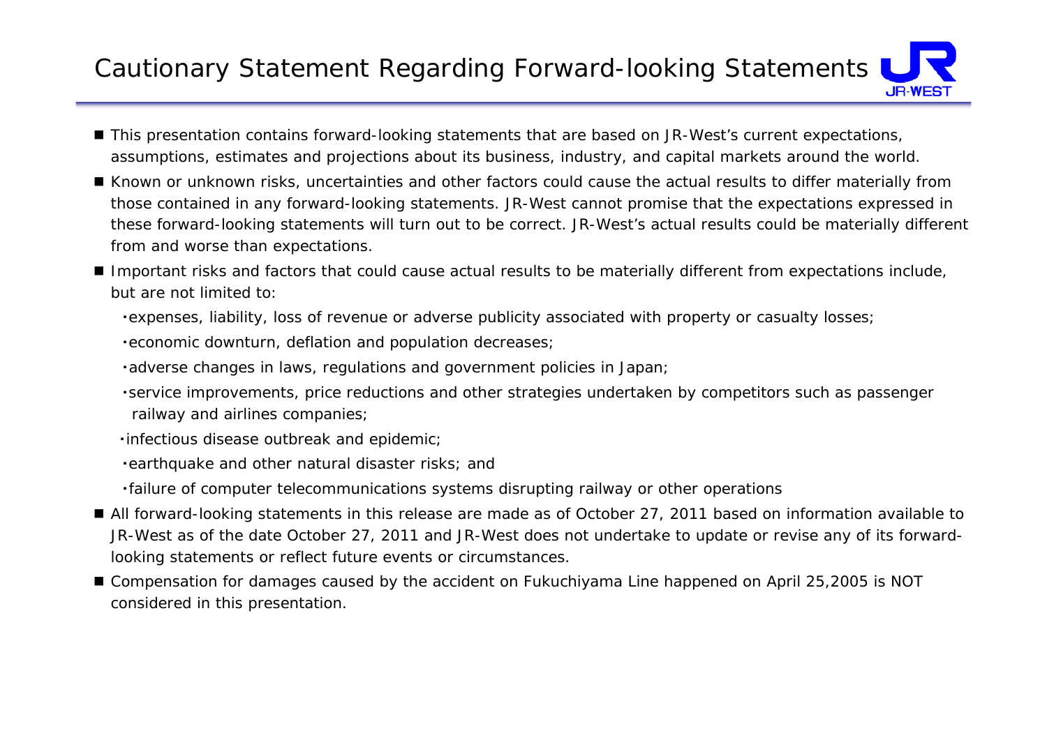# Cautionary Statement Regarding Forward-looking Statements

- This presentation contains forward-looking statements that are based on JR-West's current expectations, assumptions, estimates and projections about its business, industry, and capital markets around the world.
- Known or unknown risks, uncertainties and other factors could cause the actual results to differ materially from those contained in any forward-looking statements. JR-West cannot promise that the expectations expressed in these forward-looking statements will turn out to be correct. JR-West's actual results could be materially different from and worse than expectations.
- Important risks and factors that could cause actual results to be materially different from expectations include, but are not limited to:
  - expenses, liability, loss of revenue or adverse publicity associated with property or casualty losses;
  - economic downturn, deflation and population decreases;
  - adverse changes in laws, regulations and government policies in Japan;
  - service improvements, price reductions and other strategies undertaken by competitors such as passenger railway and airlines companies;
  - infectious disease outbreak and epidemic;
  - earthquake and other natural disaster risks; and
  - failure of computer telecommunications systems disrupting railway or other operations
- All forward-looking statements in this release are made as of October 27, 2011 based on information available to JR-West as of the date October 27, 2011 and JR-West does not undertake to update or revise any of its forward-looking statements or reflect future events or circumstances.
- Compensation for damages caused by the accident on Fukuchiyama Line happened on April 25,2005 is NOT considered in this presentation.